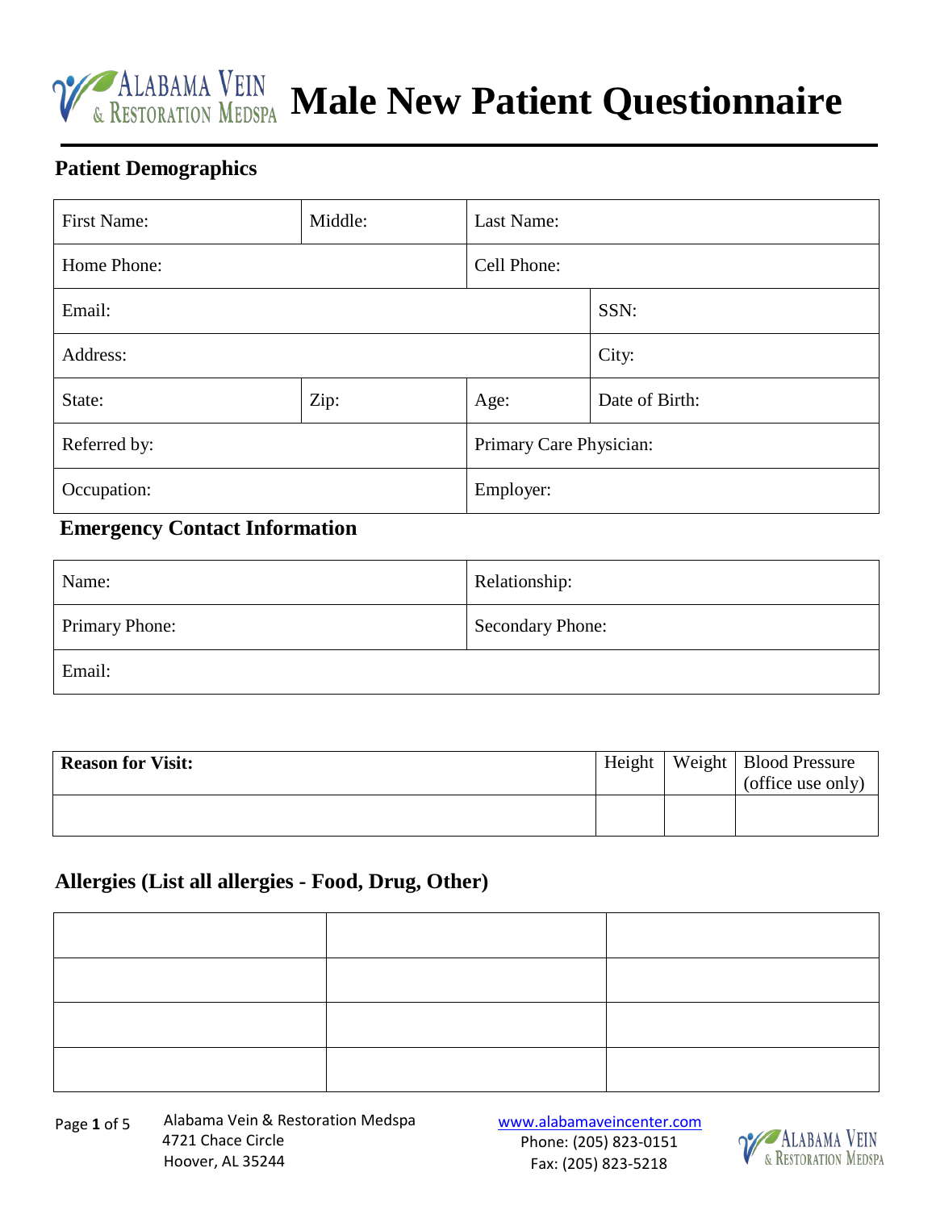# Male New Patient Questionnaire

## Patient Demographics

| First Name: | Middle: | Last Name: | |
|---|---|---|---|
| Home Phone: | | Cell Phone: | |
| Email: | | | SSN: |
| Address: | | | City: |
| State: | Zip: | Age: | Date of Birth: |
| Referred by: | | Primary Care Physician: | |
| Occupation: | | Employer: | |

## Emergency Contact Information

| Name: | Relationship: |
|---|---|
| Primary Phone: | Secondary Phone: |
| Email: | |

| **Reason for Visit:** | Height | Weight | Blood Pressure (office use only) |
|---|---|---|---|
| | | | |

## Allergies (List all allergies - Food, Drug, Other)

| | | |
|---|---|---|
| | | |
| | | |
| | | |
| | | |

Alabama Vein & Restoration Medspa
4721 Chace Circle
Hoover, AL 35244

www.alabamaveincenter.com
Phone: (205) 823-0151
Fax: (205) 823-5218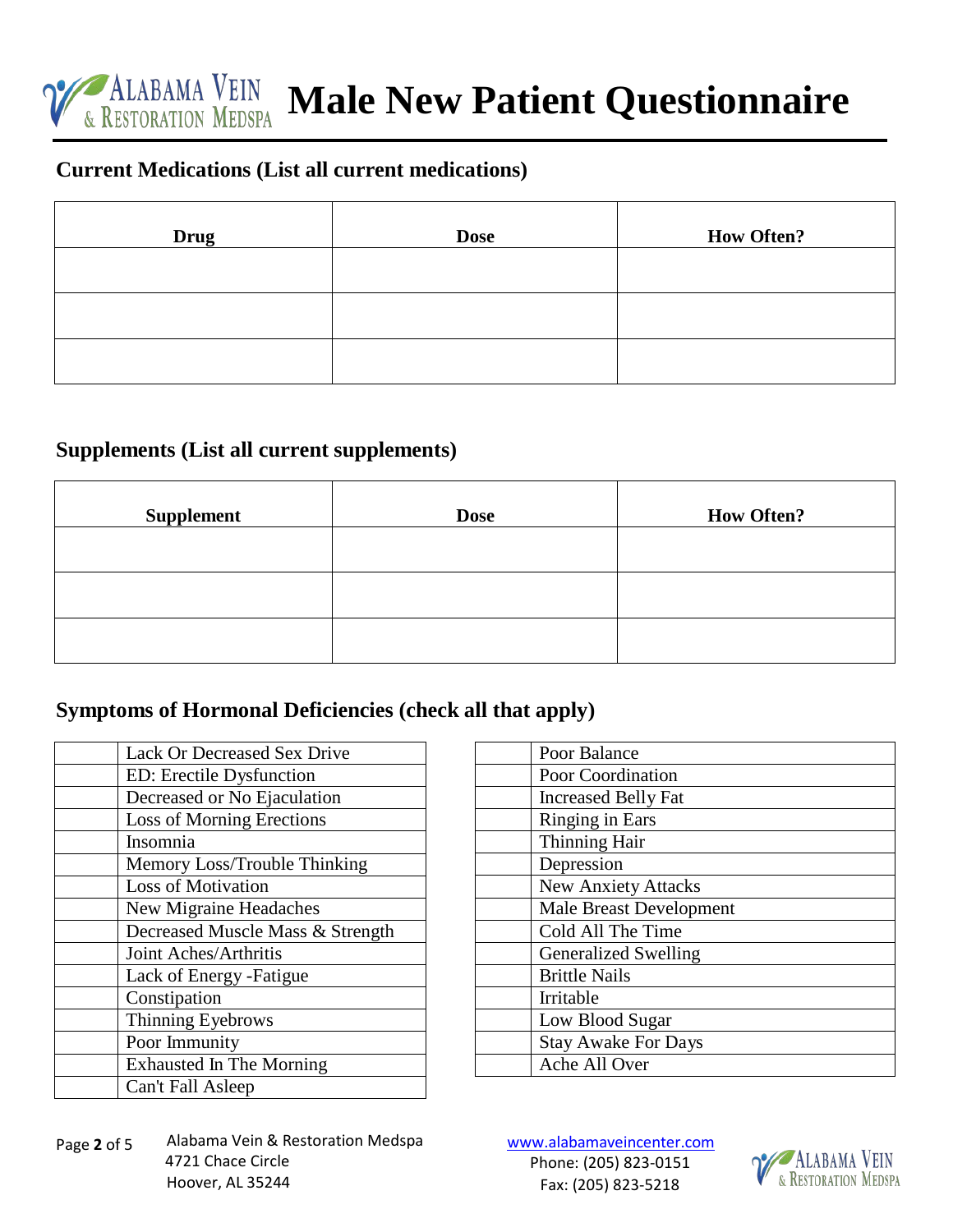# Male New Patient Questionnaire

## Current Medications (List all current medications)

| Drug | Dose | How Often? |
|---|---|---|
| | | |
| | | |
| | | |

## Supplements (List all current supplements)

| Supplement | Dose | How Often? |
|---|---|---|
| | | |
| | | |
| | | |

## Symptoms of Hormonal Deficiencies (check all that apply)

| | Symptom |
|---|---|
| | Lack Or Decreased Sex Drive |
| | ED: Erectile Dysfunction |
| | Decreased or No Ejaculation |
| | Loss of Morning Erections |
| | Insomnia |
| | Memory Loss/Trouble Thinking |
| | Loss of Motivation |
| | New Migraine Headaches |
| | Decreased Muscle Mass & Strength |
| | Joint Aches/Arthritis |
| | Lack of Energy -Fatigue |
| | Constipation |
| | Thinning Eyebrows |
| | Poor Immunity |
| | Exhausted In The Morning |
| | Can't Fall Asleep |

| | Symptom |
|---|---|
| | Poor Balance |
| | Poor Coordination |
| | Increased Belly Fat |
| | Ringing in Ears |
| | Thinning Hair |
| | Depression |
| | New Anxiety Attacks |
| | Male Breast Development |
| | Cold All The Time |
| | Generalized Swelling |
| | Brittle Nails |
| | Irritable |
| | Low Blood Sugar |
| | Stay Awake For Days |
| | Ache All Over |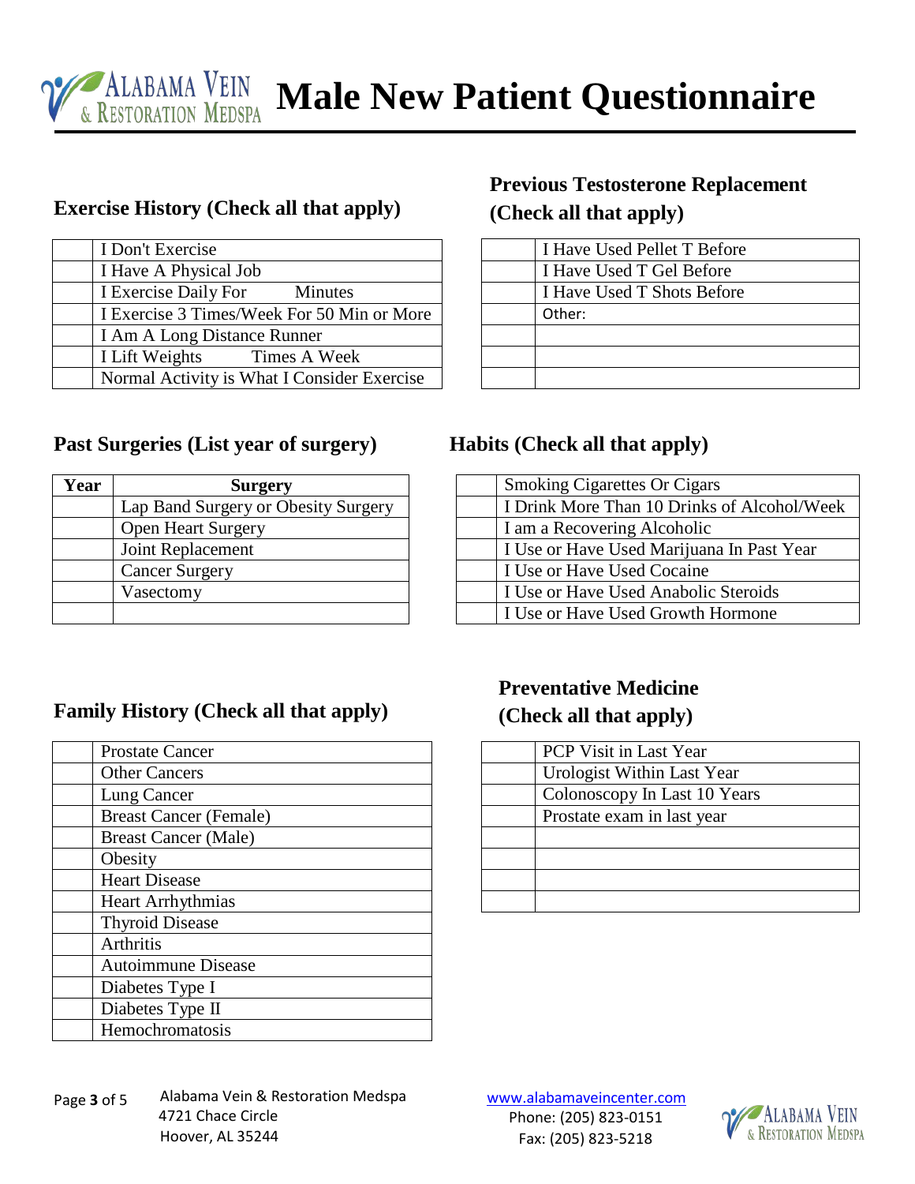# Male New Patient Questionnaire

## Exercise History (Check all that apply)

| | |
|---|---|
| | I Don't Exercise |
| | I Have A Physical Job |
| | I Exercise Daily For Minutes |
| | I Exercise 3 Times/Week For 50 Min or More |
| | I Am A Long Distance Runner |
| | I Lift Weights Times A Week |
| | Normal Activity is What I Consider Exercise |

## Previous Testosterone Replacement (Check all that apply)

| | |
|---|---|
| | I Have Used Pellet T Before |
| | I Have Used T Gel Before |
| | I Have Used T Shots Before |
| | Other: |
| | |
| | |
| | |

## Past Surgeries (List year of surgery)

| Year | Surgery |
|---|---|
| | Lap Band Surgery or Obesity Surgery |
| | Open Heart Surgery |
| | Joint Replacement |
| | Cancer Surgery |
| | Vasectomy |
| | |

## Habits (Check all that apply)

| | |
|---|---|
| | Smoking Cigarettes Or Cigars |
| | I Drink More Than 10 Drinks of Alcohol/Week |
| | I am a Recovering Alcoholic |
| | I Use or Have Used Marijuana In Past Year |
| | I Use or Have Used Cocaine |
| | I Use or Have Used Anabolic Steroids |
| | I Use or Have Used Growth Hormone |

## Family History (Check all that apply)

| | |
|---|---|
| | Prostate Cancer |
| | Other Cancers |
| | Lung Cancer |
| | Breast Cancer (Female) |
| | Breast Cancer (Male) |
| | Obesity |
| | Heart Disease |
| | Heart Arrhythmias |
| | Thyroid Disease |
| | Arthritis |
| | Autoimmune Disease |
| | Diabetes Type I |
| | Diabetes Type II |
| | Hemochromatosis |

## Preventative Medicine (Check all that apply)

| | |
|---|---|
| | PCP Visit in Last Year |
| | Urologist Within Last Year |
| | Colonoscopy In Last 10 Years |
| | Prostate exam in last year |
| | |
| | |
| | |
| | |

Alabama Vein & Restoration Medspa
4721 Chace Circle
Hoover, AL 35244

www.alabamaveincenter.com
Phone: (205) 823-0151
Fax: (205) 823-5218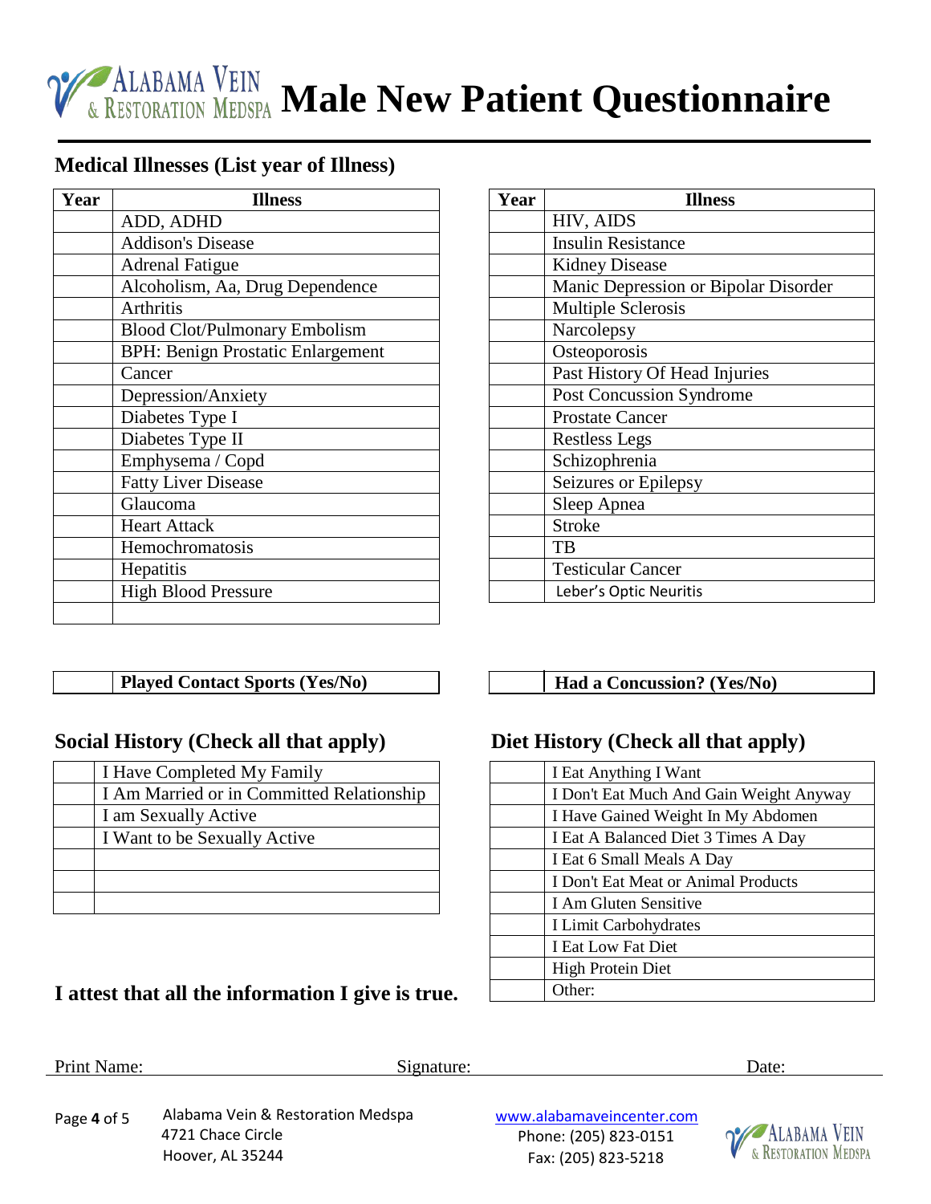# Male New Patient Questionnaire

## Medical Illnesses (List year of Illness)

| Year | Illness |
|---|---|
| | ADD, ADHD |
| | Addison's Disease |
| | Adrenal Fatigue |
| | Alcoholism, Aa, Drug Dependence |
| | Arthritis |
| | Blood Clot/Pulmonary Embolism |
| | BPH: Benign Prostatic Enlargement |
| | Cancer |
| | Depression/Anxiety |
| | Diabetes Type I |
| | Diabetes Type II |
| | Emphysema / Copd |
| | Fatty Liver Disease |
| | Glaucoma |
| | Heart Attack |
| | Hemochromatosis |
| | Hepatitis |
| | High Blood Pressure |
| | |

| Year | Illness |
|---|---|
| | HIV, AIDS |
| | Insulin Resistance |
| | Kidney Disease |
| | Manic Depression or Bipolar Disorder |
| | Multiple Sclerosis |
| | Narcolepsy |
| | Osteoporosis |
| | Past History Of Head Injuries |
| | Post Concussion Syndrome |
| | Prostate Cancer |
| | Restless Legs |
| | Schizophrenia |
| | Seizures or Epilepsy |
| | Sleep Apnea |
| | Stroke |
| | TB |
| | Testicular Cancer |
| | Leber's Optic Neuritis |

| | **Played Contact Sports (Yes/No)** |
|---|---|

| | **Had a Concussion? (Yes/No)** |
|---|---|

## Social History (Check all that apply)

| | |
|---|---|
| | I Have Completed My Family |
| | I Am Married or in Committed Relationship |
| | I am Sexually Active |
| | I Want to be Sexually Active |
| | |
| | |
| | |

## Diet History (Check all that apply)

| | |
|---|---|
| | I Eat Anything I Want |
| | I Don't Eat Much And Gain Weight Anyway |
| | I Have Gained Weight In My Abdomen |
| | I Eat A Balanced Diet 3 Times A Day |
| | I Eat 6 Small Meals A Day |
| | I Don't Eat Meat or Animal Products |
| | I Am Gluten Sensitive |
| | I Limit Carbohydrates |
| | I Eat Low Fat Diet |
| | High Protein Diet |
| | Other: |

**I attest that all the information I give is true.**

Print Name: ____________________ Signature: ____________________ Date: ____________

Alabama Vein & Restoration Medspa
4721 Chace Circle
Hoover, AL 35244

www.alabamaveincenter.com
Phone: (205) 823-0151
Fax: (205) 823-5218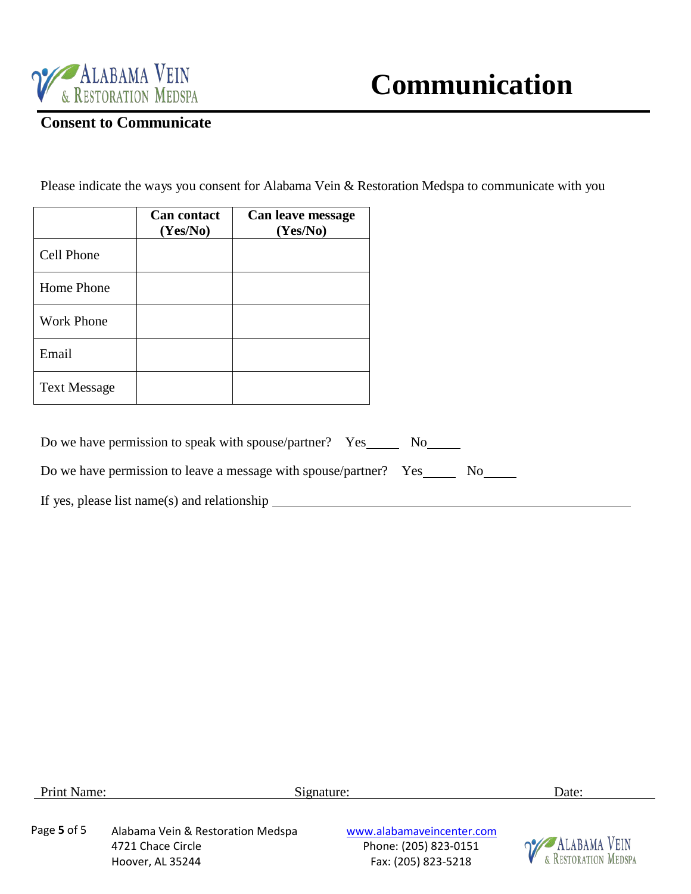# Communication

## Consent to Communicate

Please indicate the ways you consent for Alabama Vein & Restoration Medspa to communicate with you

| | **Can contact (Yes/No)** | **Can leave message (Yes/No)** |
|---|---|---|
| Cell Phone | | |
| Home Phone | | |
| Work Phone | | |
| Email | | |
| Text Message | | |

Do we have permission to speak with spouse/partner? Yes_____ No_____

Do we have permission to leave a message with spouse/partner? Yes_____ No_____

If yes, please list name(s) and relationship ______________________________________________

Print Name: ____________________ Signature: ____________________ Date: __________

Alabama Vein & Restoration Medspa
4721 Chace Circle
Hoover, AL 35244

www.alabamaveincenter.com
Phone: (205) 823-0151
Fax: (205) 823-5218